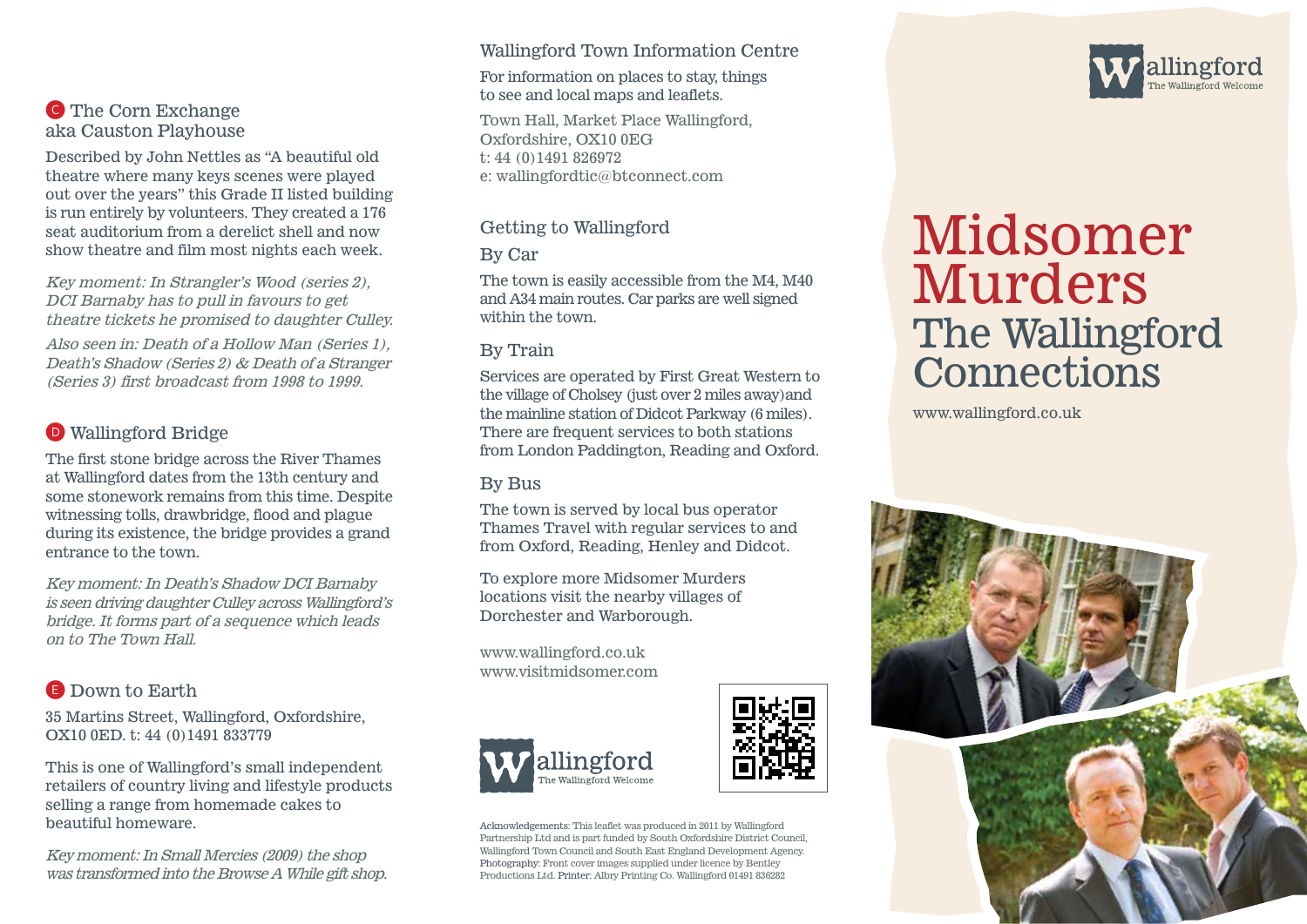## C The Corn Exchange aka Causton Playhouse

Described by John Nettles as "A beautiful old theatre where many keys scenes were played out over the years" this Grade II listed building is run entirely by volunteers. They created a 176 seat auditorium from a derelict shell and now show theatre and film most nights each week.

*Key moment: In Strangler's Wood (series 2), DCI Barnaby has to pull in favours to get theatre tickets he promised to daughter Culley.*

*Also seen in: Death of a Hollow Man (Series 1), Death's Shadow (Series 2) & Death of a Stranger (Series 3) first broadcast from 1998 to 1999.*

## D Wallingford Bridge

The first stone bridge across the River Thames at Wallingford dates from the 13th century and some stonework remains from this time. Despite witnessing tolls, drawbridge, flood and plague during its existence, the bridge provides a grand entrance to the town.

*Key moment: In Death's Shadow DCI Barnaby is seen driving daughter Culley across Wallingford's bridge. It forms part of a sequence which leads on to The Town Hall.*

## E Down to Earth

35 Martins Street, Wallingford, Oxfordshire, OX10 0ED. t: 44 (0)1491 833779

This is one of Wallingford's small independent retailers of country living and lifestyle products selling a range from homemade cakes to beautiful homeware.

*Key moment: In Small Mercies (2009) the shop was transformed into the Browse A While gift shop.*

## Wallingford Town Information Centre

For information on places to stay, things to see and local maps and leaflets.

Town Hall, Market Place Wallingford, Oxfordshire, OX10 0EG
t: 44 (0)1491 826972
e: wallingfordtic@btconnect.com

## Getting to Wallingford

### By Car

The town is easily accessible from the M4, M40 and A34 main routes. Car parks are well signed within the town.

### By Train

Services are operated by First Great Western to the village of Cholsey (just over 2 miles away) and the mainline station of Didcot Parkway (6 miles). There are frequent services to both stations from London Paddington, Reading and Oxford.

### By Bus

The town is served by local bus operator Thames Travel with regular services to and from Oxford, Reading, Henley and Didcot.

To explore more Midsomer Murders locations visit the nearby villages of Dorchester and Warborough.

www.wallingford.co.uk
www.visitmidsomer.com

Wallingford
The Wallingford Welcome

Acknowledgements: This leaflet was produced in 2011 by Wallingford Partnership Ltd and is part funded by South Oxfordshire District Council, Wallingford Town Council and South East England Development Agency. Photography: Front cover images supplied under licence by Bentley Productions Ltd. Printer: Albry Printing Co. Wallingford 01491 836282

Wallingford
The Wallingford Welcome

# Midsomer Murders
# The Wallingford Connections

www.wallingford.co.uk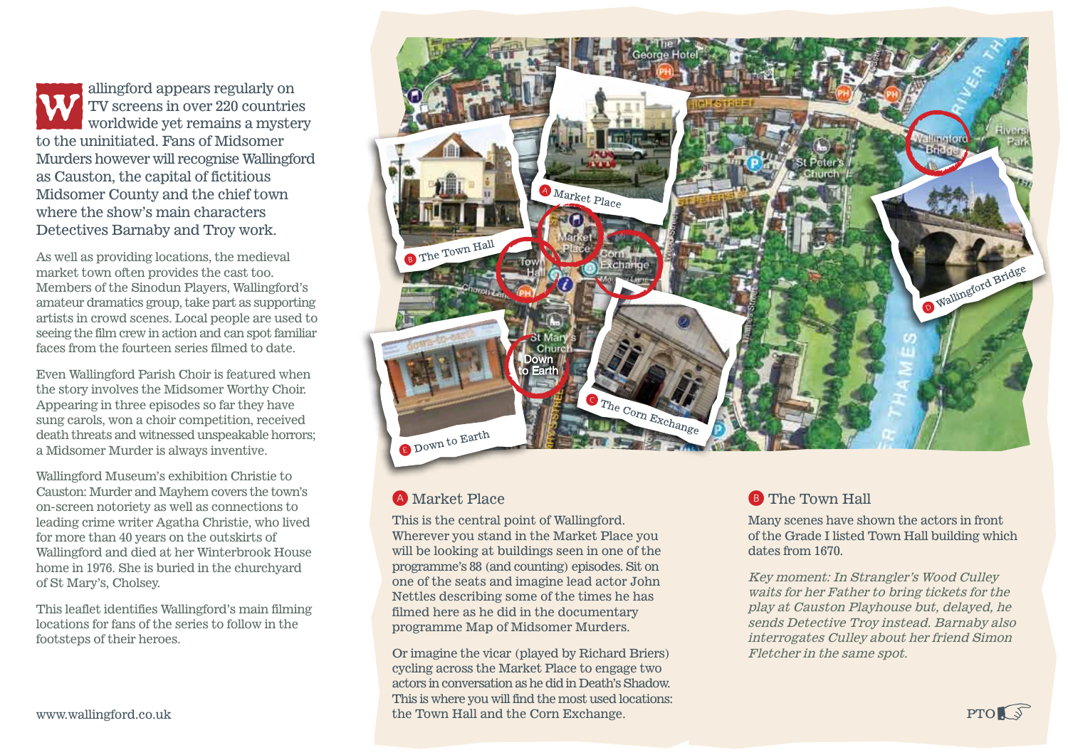**W**allingford appears regularly on TV screens in over 220 countries worldwide yet remains a mystery to the uninitiated. Fans of Midsomer Murders however will recognise Wallingford as Causton, the capital of fictitious Midsomer County and the chief town where the show's main characters Detectives Barnaby and Troy work.

As well as providing locations, the medieval market town often provides the cast too. Members of the Sinodun Players, Wallingford's amateur dramatics group, take part as supporting artists in crowd scenes. Local people are used to seeing the film crew in action and can spot familiar faces from the fourteen series filmed to date.

Even Wallingford Parish Choir is featured when the story involves the Midsomer Worthy Choir. Appearing in three episodes so far they have sung carols, won a choir competition, received death threats and witnessed unspeakable horrors; a Midsomer Murder is always inventive.

Wallingford Museum's exhibition Christie to Causton: Murder and Mayhem covers the town's on-screen notoriety as well as connections to leading crime writer Agatha Christie, who lived for more than 40 years on the outskirts of Wallingford and died at her Winterbrook House home in 1976. She is buried in the churchyard of St Mary's, Cholsey.

This leaflet identifies Wallingford's main filming locations for fans of the series to follow in the footsteps of their heroes.

www.wallingford.co.uk

A Market Place

B The Town Hall

C The Corn Exchange

D Wallingford Bridge

E Down to Earth

## A Market Place

This is the central point of Wallingford. Wherever you stand in the Market Place you will be looking at buildings seen in one of the programme's 88 (and counting) episodes. Sit on one of the seats and imagine lead actor John Nettles describing some of the times he has filmed here as he did in the documentary programme Map of Midsomer Murders.

Or imagine the vicar (played by Richard Briers) cycling across the Market Place to engage two actors in conversation as he did in Death's Shadow. This is where you will find the most used locations: the Town Hall and the Corn Exchange.

## B The Town Hall

Many scenes have shown the actors in front of the Grade I listed Town Hall building which dates from 1670.

*Key moment: In Strangler's Wood Culley waits for her Father to bring tickets for the play at Causton Playhouse but, delayed, he sends Detective Troy instead. Barnaby also interrogates Culley about her friend Simon Fletcher in the same spot.*

PTO